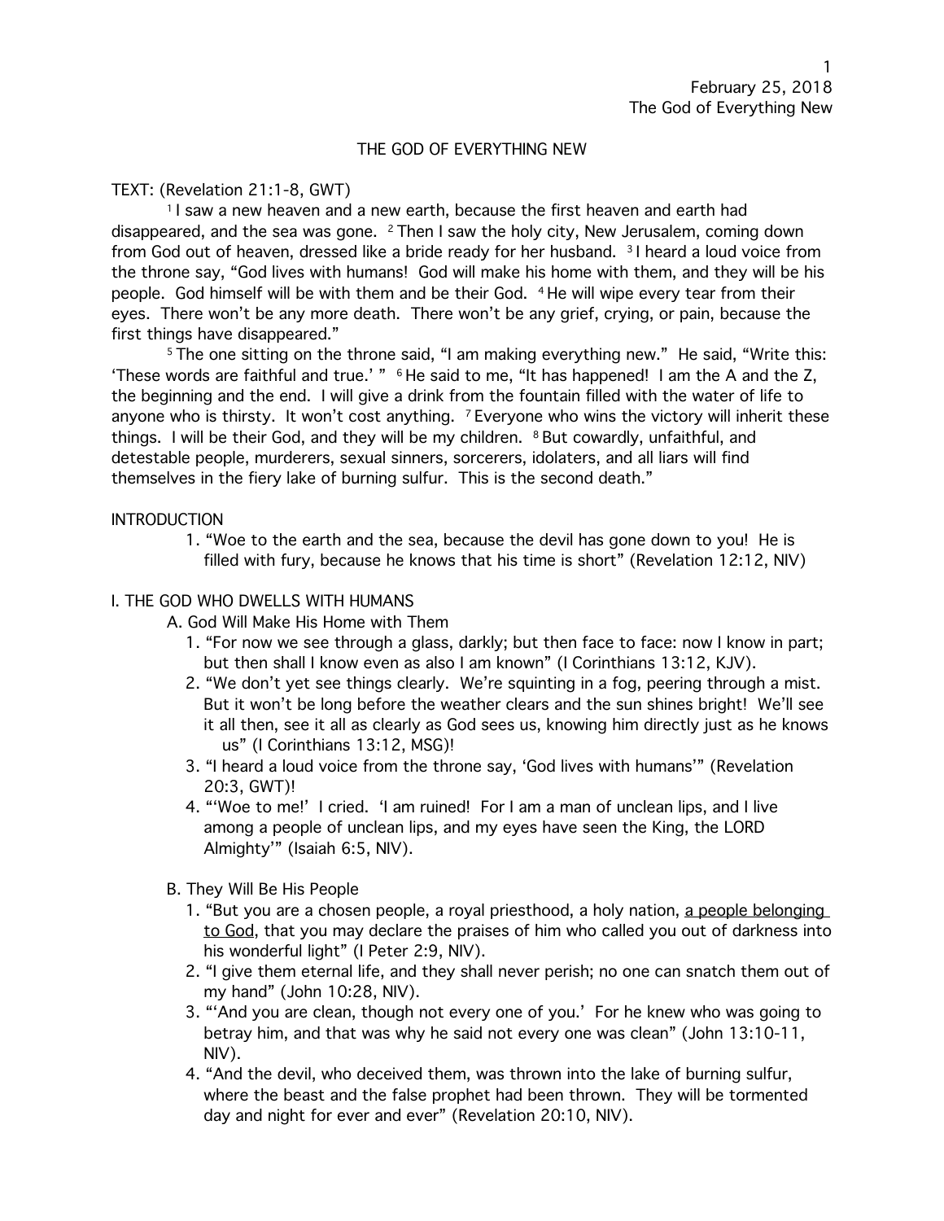# THE GOD OF EVERYTHING NEW

TEXT: (Revelation 21:1-8, GWT)

[1] I saw a new heaven and a new earth, because the first heaven and earth had disappeared, and the sea was gone. [2] Then I saw the holy city, New Jerusalem, coming down from God out of heaven, dressed like a bride ready for her husband. [3] I heard a loud voice from the throne say, "God lives with humans! God will make his home with them, and they will be his people. God himself will be with them and be their God. [4] He will wipe every tear from their eyes. There won't be any more death. There won't be any grief, crying, or pain, because the first things have disappeared."

[5] The one sitting on the throne said, "I am making everything new." He said, "Write this: 'These words are faithful and true.' " [6] He said to me, "It has happened! I am the A and the Z, the beginning and the end. I will give a drink from the fountain filled with the water of life to anyone who is thirsty. It won't cost anything. [7] Everyone who wins the victory will inherit these things. I will be their God, and they will be my children. [8] But cowardly, unfaithful, and detestable people, murderers, sexual sinners, sorcerers, idolaters, and all liars will find themselves in the fiery lake of burning sulfur. This is the second death."

## INTRODUCTION

1. "Woe to the earth and the sea, because the devil has gone down to you! He is filled with fury, because he knows that his time is short" (Revelation 12:12, NIV)

## I. THE GOD WHO DWELLS WITH HUMANS

### A. God Will Make His Home with Them

1. "For now we see through a glass, darkly; but then face to face: now I know in part; but then shall I know even as also I am known" (I Corinthians 13:12, KJV).
2. "We don't yet see things clearly. We're squinting in a fog, peering through a mist. But it won't be long before the weather clears and the sun shines bright! We'll see it all then, see it all as clearly as God sees us, knowing him directly just as he knows us" (I Corinthians 13:12, MSG)!
3. "I heard a loud voice from the throne say, 'God lives with humans'" (Revelation 20:3, GWT)!
4. "'Woe to me!' I cried. 'I am ruined! For I am a man of unclean lips, and I live among a people of unclean lips, and my eyes have seen the King, the LORD Almighty'" (Isaiah 6:5, NIV).

### B. They Will Be His People

1. "But you are a chosen people, a royal priesthood, a holy nation, <u>a people belonging to God</u>, that you may declare the praises of him who called you out of darkness into his wonderful light" (I Peter 2:9, NIV).
2. "I give them eternal life, and they shall never perish; no one can snatch them out of my hand" (John 10:28, NIV).
3. "'And you are clean, though not every one of you.' For he knew who was going to betray him, and that was why he said not every one was clean" (John 13:10-11, NIV).
4. "And the devil, who deceived them, was thrown into the lake of burning sulfur, where the beast and the false prophet had been thrown. They will be tormented day and night for ever and ever" (Revelation 20:10, NIV).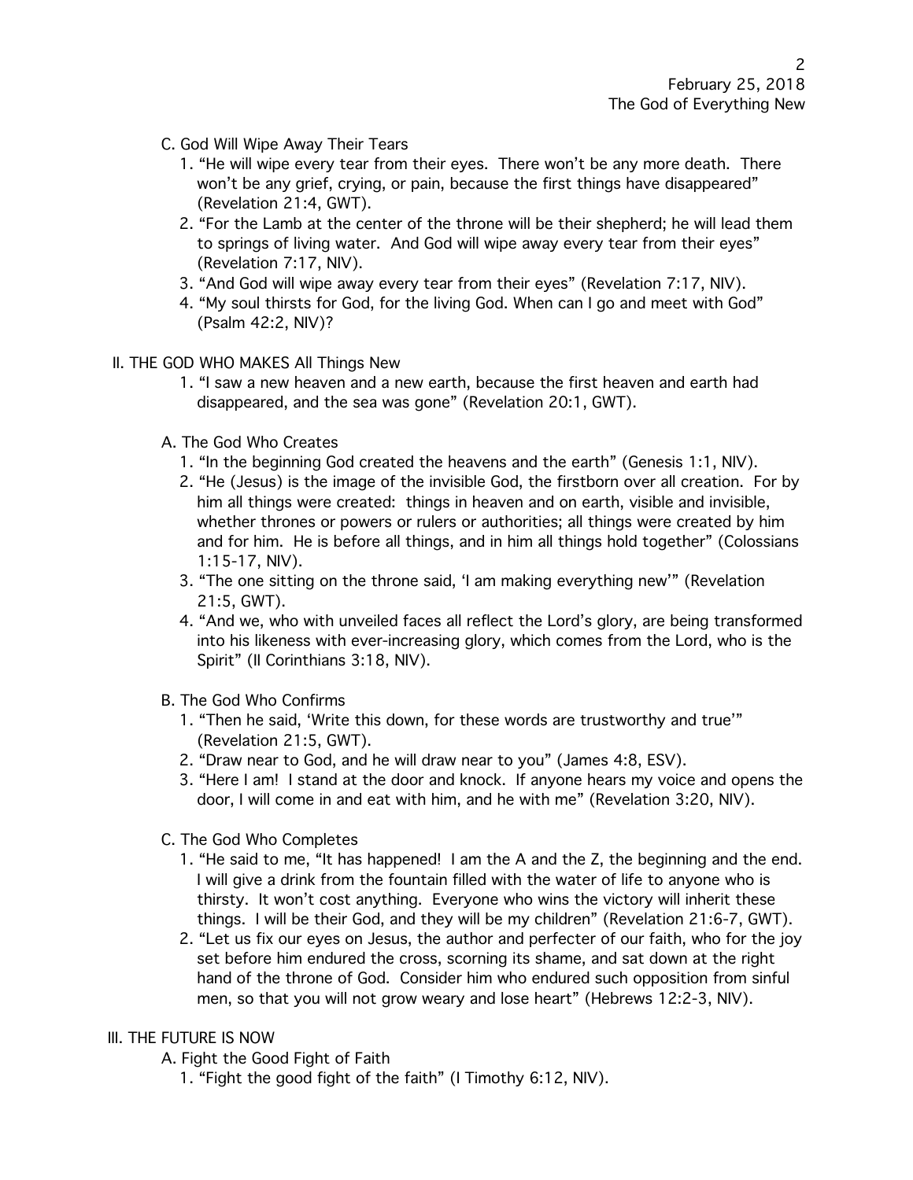C. God Will Wipe Away Their Tears

1. “He will wipe every tear from their eyes. There won’t be any more death. There won’t be any grief, crying, or pain, because the first things have disappeared” (Revelation 21:4, GWT).
2. “For the Lamb at the center of the throne will be their shepherd; he will lead them to springs of living water. And God will wipe away every tear from their eyes” (Revelation 7:17, NIV).
3. “And God will wipe away every tear from their eyes” (Revelation 7:17, NIV).
4. “My soul thirsts for God, for the living God. When can I go and meet with God” (Psalm 42:2, NIV)?

II. THE GOD WHO MAKES All Things New

1. “I saw a new heaven and a new earth, because the first heaven and earth had disappeared, and the sea was gone” (Revelation 20:1, GWT).

A. The God Who Creates

1. “In the beginning God created the heavens and the earth” (Genesis 1:1, NIV).
2. “He (Jesus) is the image of the invisible God, the firstborn over all creation. For by him all things were created: things in heaven and on earth, visible and invisible, whether thrones or powers or rulers or authorities; all things were created by him and for him. He is before all things, and in him all things hold together” (Colossians 1:15-17, NIV).
3. “The one sitting on the throne said, ‘I am making everything new’” (Revelation 21:5, GWT).
4. “And we, who with unveiled faces all reflect the Lord’s glory, are being transformed into his likeness with ever-increasing glory, which comes from the Lord, who is the Spirit” (II Corinthians 3:18, NIV).

B. The God Who Confirms

1. “Then he said, ‘Write this down, for these words are trustworthy and true’” (Revelation 21:5, GWT).
2. “Draw near to God, and he will draw near to you” (James 4:8, ESV).
3. “Here I am! I stand at the door and knock. If anyone hears my voice and opens the door, I will come in and eat with him, and he with me” (Revelation 3:20, NIV).

C. The God Who Completes

1. “He said to me, “It has happened! I am the A and the Z, the beginning and the end. I will give a drink from the fountain filled with the water of life to anyone who is thirsty. It won’t cost anything. Everyone who wins the victory will inherit these things. I will be their God, and they will be my children” (Revelation 21:6-7, GWT).
2. “Let us fix our eyes on Jesus, the author and perfecter of our faith, who for the joy set before him endured the cross, scorning its shame, and sat down at the right hand of the throne of God. Consider him who endured such opposition from sinful men, so that you will not grow weary and lose heart” (Hebrews 12:2-3, NIV).

III. THE FUTURE IS NOW

A. Fight the Good Fight of Faith

1. “Fight the good fight of the faith” (I Timothy 6:12, NIV).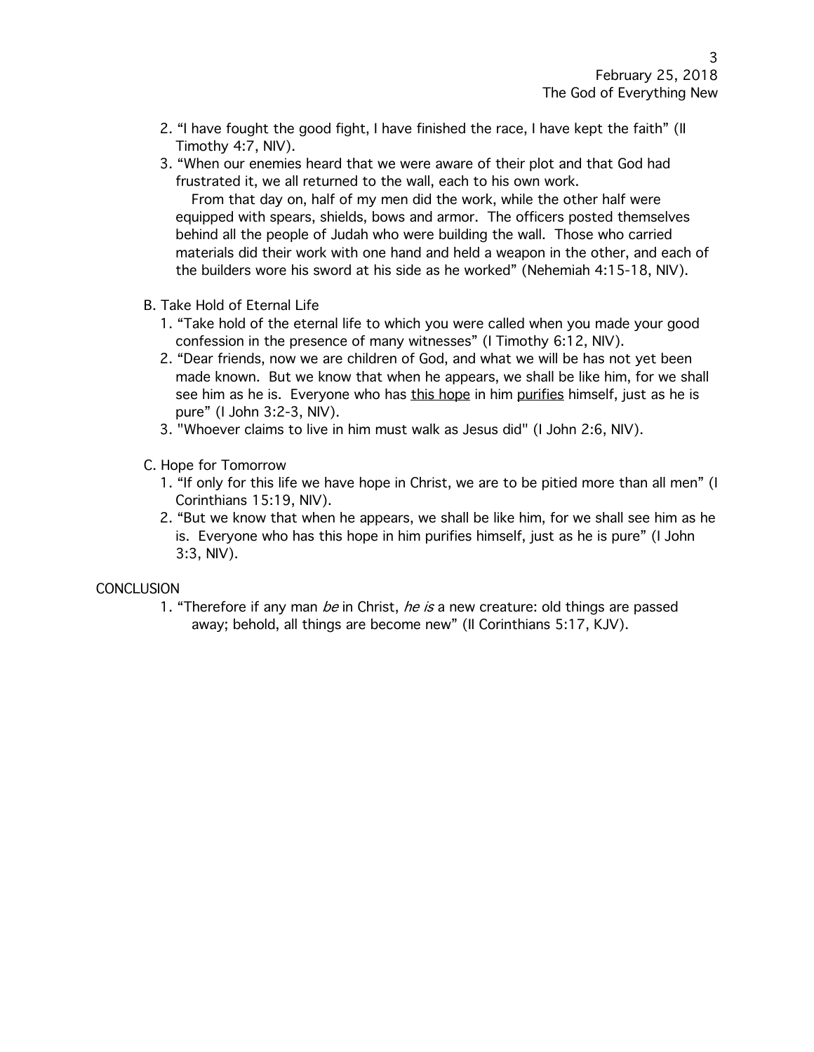2. "I have fought the good fight, I have finished the race, I have kept the faith" (II Timothy 4:7, NIV).
3. "When our enemies heard that we were aware of their plot and that God had frustrated it, we all returned to the wall, each to his own work.
   From that day on, half of my men did the work, while the other half were equipped with spears, shields, bows and armor. The officers posted themselves behind all the people of Judah who were building the wall. Those who carried materials did their work with one hand and held a weapon in the other, and each of the builders wore his sword at his side as he worked" (Nehemiah 4:15-18, NIV).

B. Take Hold of Eternal Life

1. "Take hold of the eternal life to which you were called when you made your good confession in the presence of many witnesses" (I Timothy 6:12, NIV).
2. "Dear friends, now we are children of God, and what we will be has not yet been made known. But we know that when he appears, we shall be like him, for we shall see him as he is. Everyone who has <u>this hope</u> in him <u>purifies</u> himself, just as he is pure" (I John 3:2-3, NIV).
3. "Whoever claims to live in him must walk as Jesus did" (I John 2:6, NIV).

C. Hope for Tomorrow

1. "If only for this life we have hope in Christ, we are to be pitied more than all men" (I Corinthians 15:19, NIV).
2. "But we know that when he appears, we shall be like him, for we shall see him as he is. Everyone who has this hope in him purifies himself, just as he is pure" (I John 3:3, NIV).

CONCLUSION

1. "Therefore if any man *be* in Christ, *he is* a new creature: old things are passed away; behold, all things are become new" (II Corinthians 5:17, KJV).